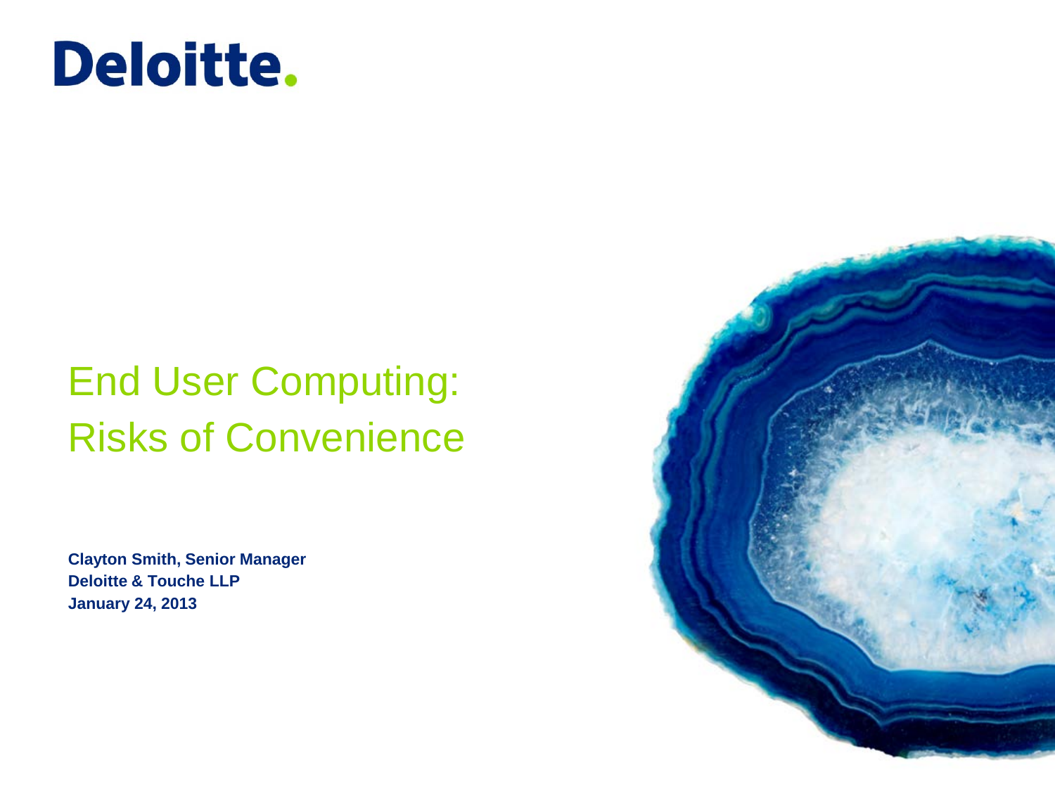Deloitte.

# End User Computing: Risks of Convenience

**Clayton Smith, Senior Manager**
**Deloitte & Touche LLP**
**January 24, 2013**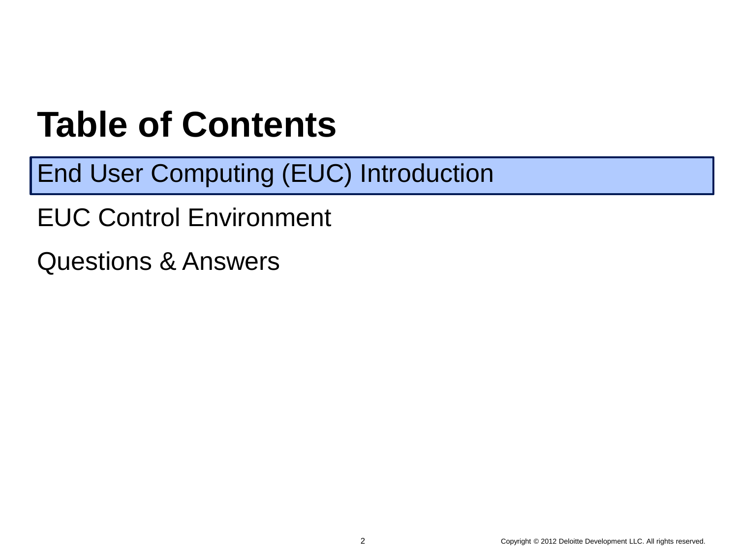# Table of Contents

End User Computing (EUC) Introduction

EUC Control Environment

Questions & Answers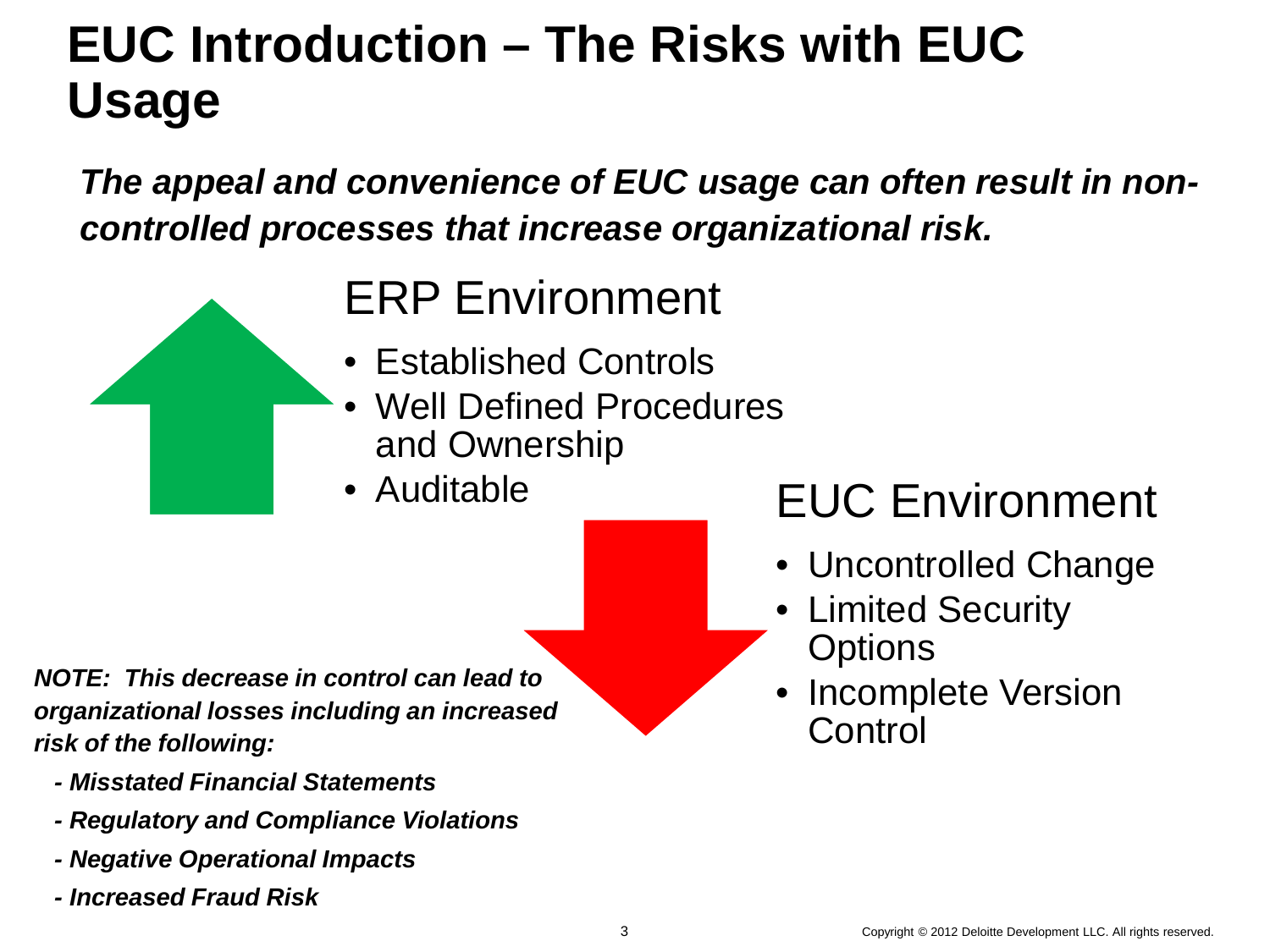# EUC Introduction – The Risks with EUC Usage

***The appeal and convenience of EUC usage can often result in non-controlled processes that increase organizational risk.***

## ERP Environment

- Established Controls
- Well Defined Procedures and Ownership
- Auditable

## EUC Environment

- Uncontrolled Change
- Limited Security Options
- Incomplete Version Control

***NOTE: This decrease in control can lead to organizational losses including an increased risk of the following:***

***- Misstated Financial Statements***

***- Regulatory and Compliance Violations***

***- Negative Operational Impacts***

***- Increased Fraud Risk***

Copyright © 2012 Deloitte Development LLC. All rights reserved.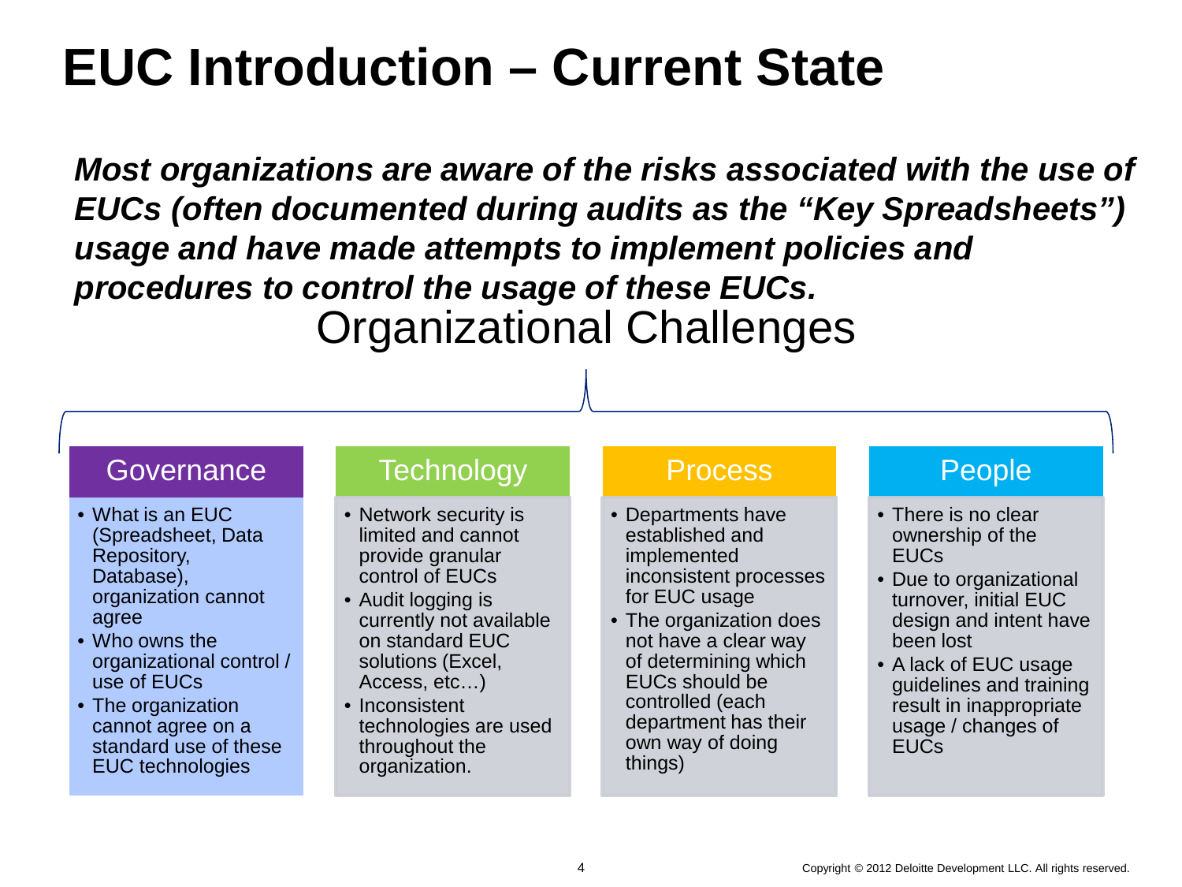# EUC Introduction – Current State

***Most organizations are aware of the risks associated with the use of EUCs (often documented during audits as the "Key Spreadsheets") usage and have made attempts to implement policies and procedures to control the usage of these EUCs.***

## Organizational Challenges

### Governance

- What is an EUC (Spreadsheet, Data Repository, Database), organization cannot agree
- Who owns the organizational control / use of EUCs
- The organization cannot agree on a standard use of these EUC technologies

### Technology

- Network security is limited and cannot provide granular control of EUCs
- Audit logging is currently not available on standard EUC solutions (Excel, Access, etc…)
- Inconsistent technologies are used throughout the organization.

### Process

- Departments have established and implemented inconsistent processes for EUC usage
- The organization does not have a clear way of determining which EUCs should be controlled (each department has their own way of doing things)

### People

- There is no clear ownership of the EUCs
- Due to organizational turnover, initial EUC design and intent have been lost
- A lack of EUC usage guidelines and training result in inappropriate usage / changes of EUCs

Copyright © 2012 Deloitte Development LLC. All rights reserved.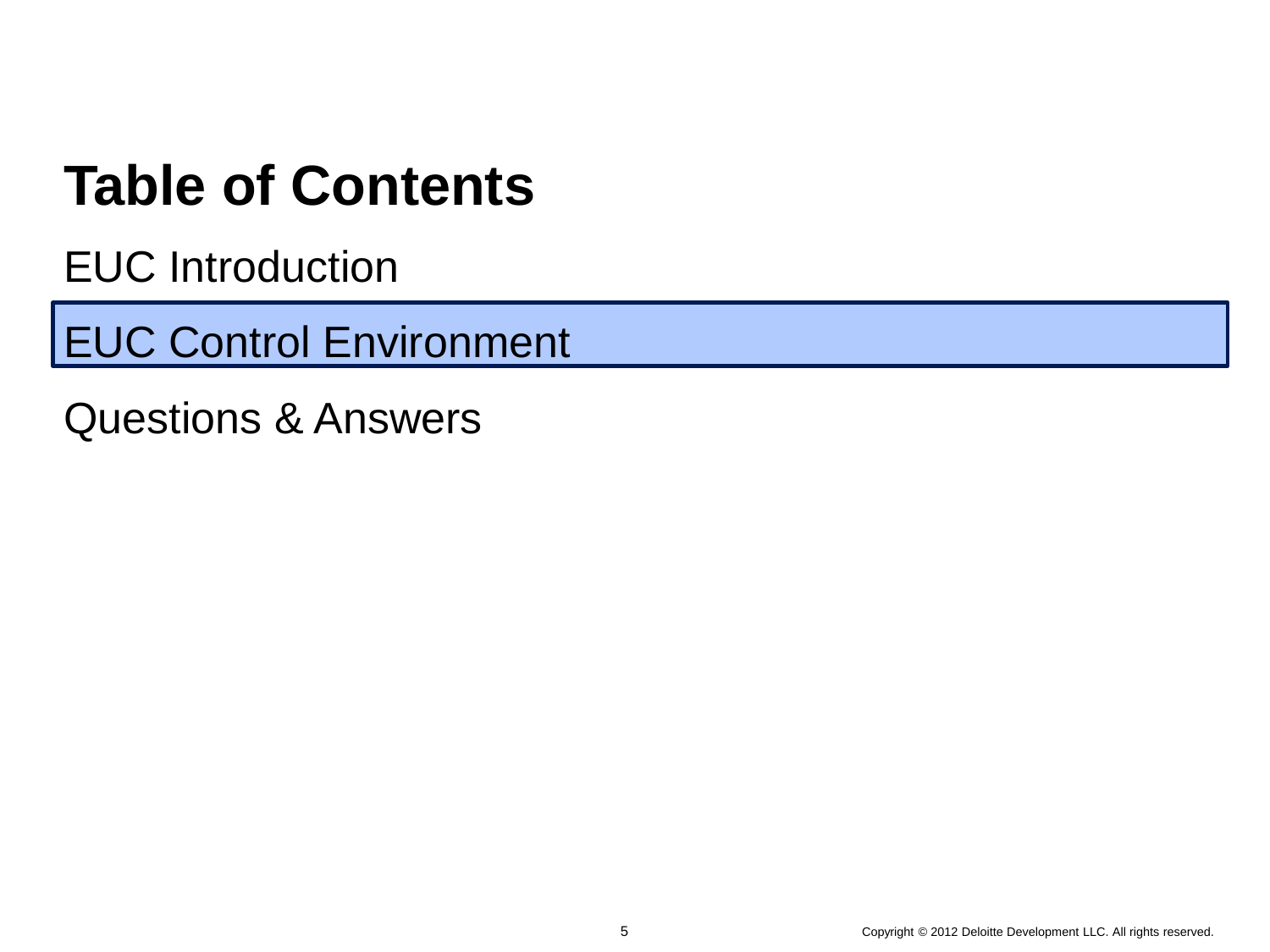# Table of Contents

EUC Introduction

EUC Control Environment

Questions & Answers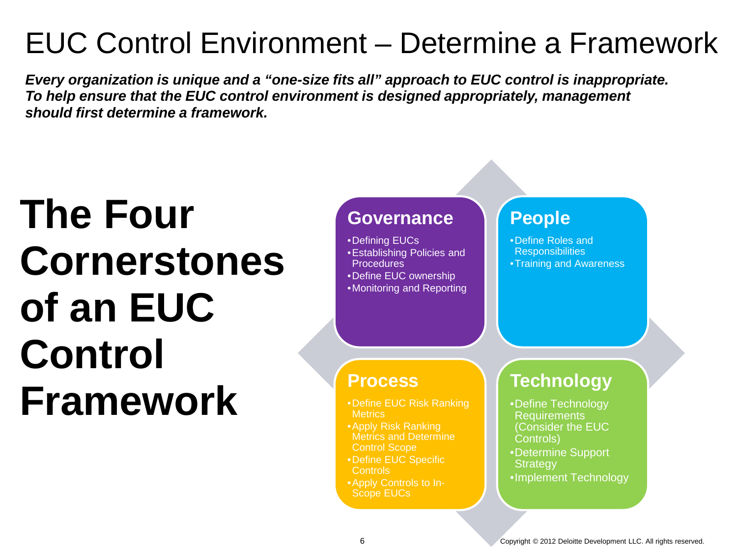# EUC Control Environment – Determine a Framework

***Every organization is unique and a "one-size fits all" approach to EUC control is inappropriate. To help ensure that the EUC control environment is designed appropriately, management should first determine a framework.***

## The Four Cornerstones of an EUC Control Framework

### Governance

- Defining EUCs
- Establishing Policies and Procedures
- Define EUC ownership
- Monitoring and Reporting

### People

- Define Roles and Responsibilities
- Training and Awareness

### Process

- Define EUC Risk Ranking Metrics
- Apply Risk Ranking Metrics and Determine Control Scope
- Define EUC Specific Controls
- Apply Controls to In-Scope EUCs

### Technology

- Define Technology Requirements (Consider the EUC Controls)
- Determine Support Strategy
- Implement Technology

Copyright © 2012 Deloitte Development LLC. All rights reserved.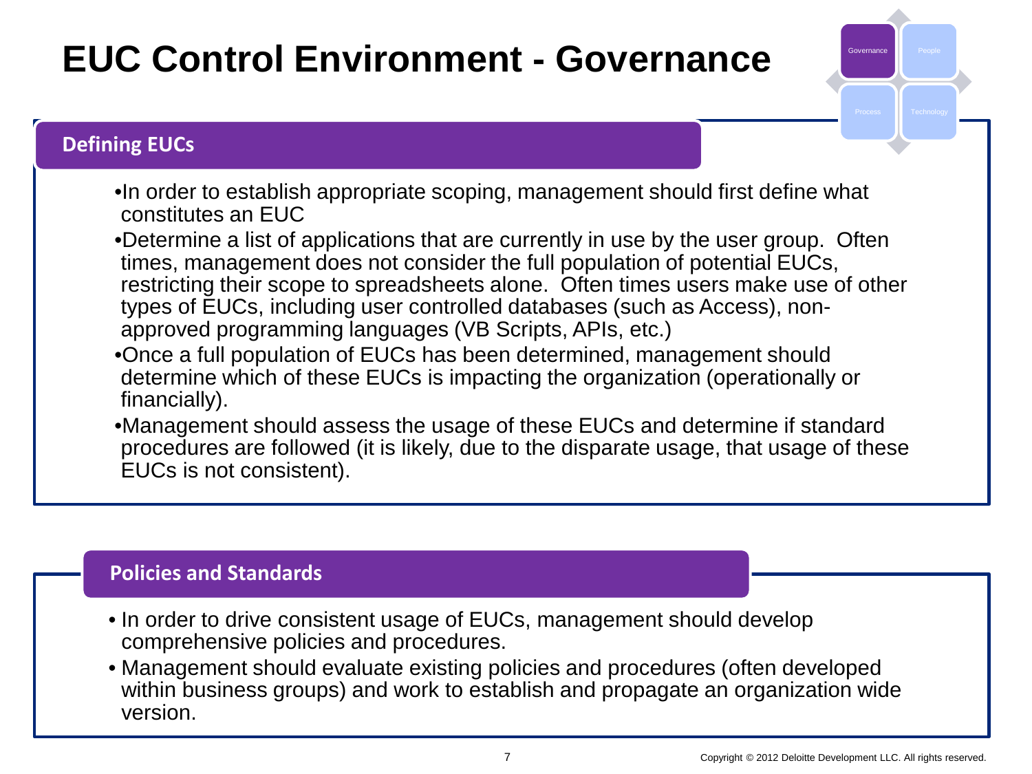# EUC Control Environment - Governance

## Defining EUCs

- In order to establish appropriate scoping, management should first define what constitutes an EUC
- Determine a list of applications that are currently in use by the user group. Often times, management does not consider the full population of potential EUCs, restricting their scope to spreadsheets alone. Often times users make use of other types of EUCs, including user controlled databases (such as Access), non-approved programming languages (VB Scripts, APIs, etc.)
- Once a full population of EUCs has been determined, management should determine which of these EUCs is impacting the organization (operationally or financially).
- Management should assess the usage of these EUCs and determine if standard procedures are followed (it is likely, due to the disparate usage, that usage of these EUCs is not consistent).

## Policies and Standards

- In order to drive consistent usage of EUCs, management should develop comprehensive policies and procedures.
- Management should evaluate existing policies and procedures (often developed within business groups) and work to establish and propagate an organization wide version.

Copyright © 2012 Deloitte Development LLC. All rights reserved.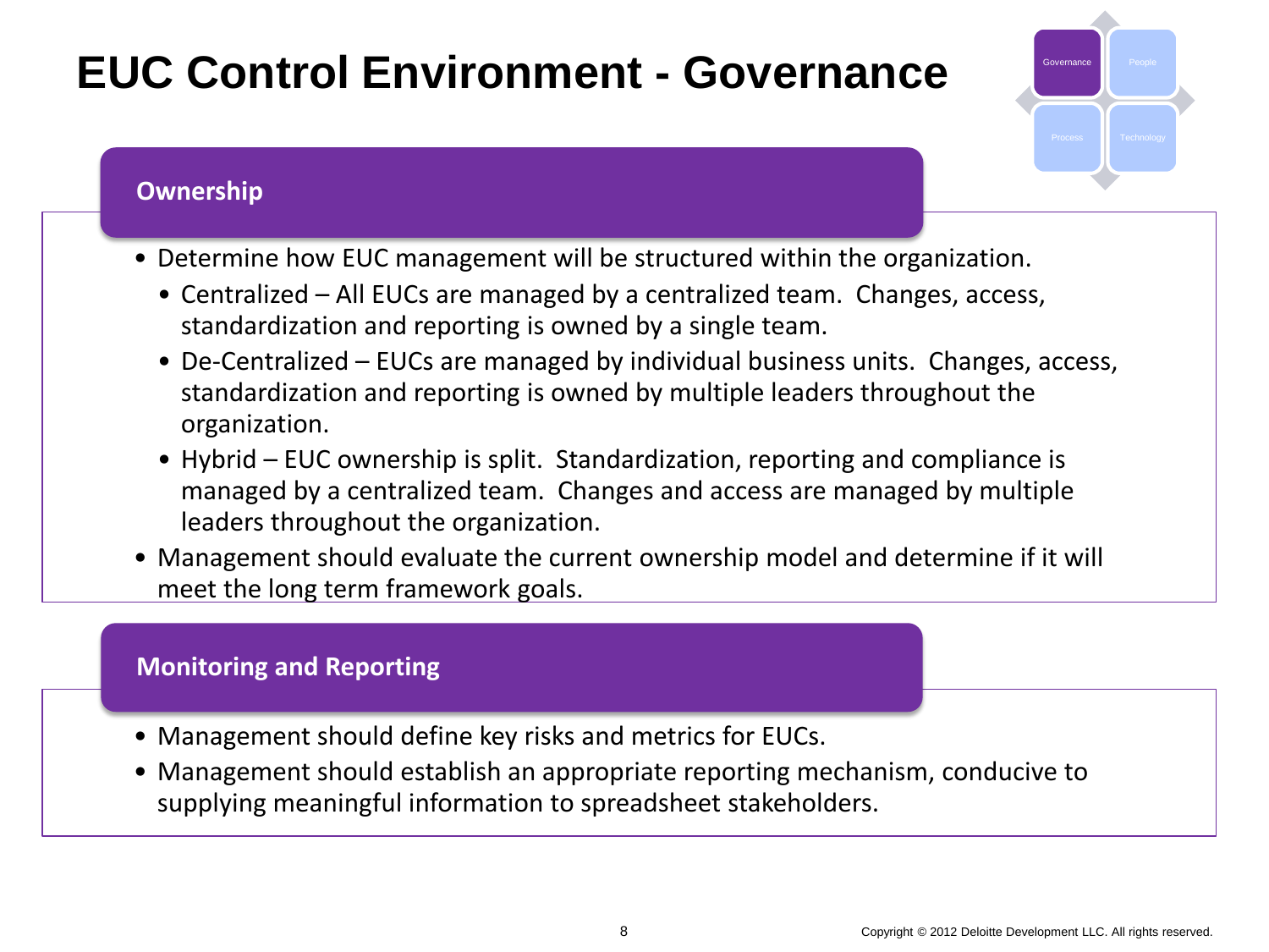# EUC Control Environment - Governance

Governance | People | Process | Technology

## Ownership

- Determine how EUC management will be structured within the organization.
  - Centralized – All EUCs are managed by a centralized team. Changes, access, standardization and reporting is owned by a single team.
  - De-Centralized – EUCs are managed by individual business units. Changes, access, standardization and reporting is owned by multiple leaders throughout the organization.
  - Hybrid – EUC ownership is split. Standardization, reporting and compliance is managed by a centralized team. Changes and access are managed by multiple leaders throughout the organization.
- Management should evaluate the current ownership model and determine if it will meet the long term framework goals.

## Monitoring and Reporting

- Management should define key risks and metrics for EUCs.
- Management should establish an appropriate reporting mechanism, conducive to supplying meaningful information to spreadsheet stakeholders.

Copyright © 2012 Deloitte Development LLC. All rights reserved.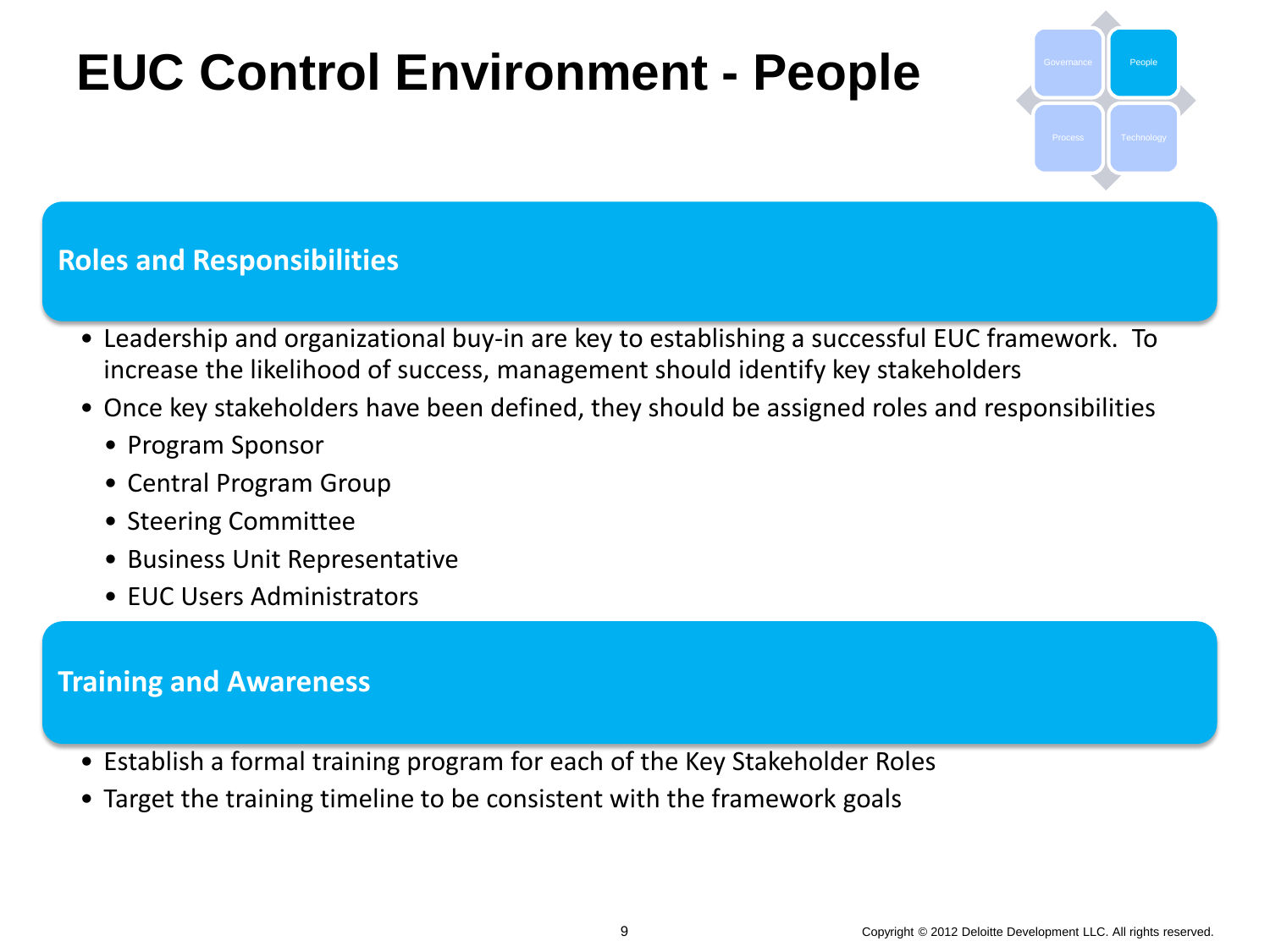# EUC Control Environment - People

## Roles and Responsibilities

- Leadership and organizational buy-in are key to establishing a successful EUC framework. To increase the likelihood of success, management should identify key stakeholders
- Once key stakeholders have been defined, they should be assigned roles and responsibilities
  - Program Sponsor
  - Central Program Group
  - Steering Committee
  - Business Unit Representative
  - EUC Users Administrators

## Training and Awareness

- Establish a formal training program for each of the Key Stakeholder Roles
- Target the training timeline to be consistent with the framework goals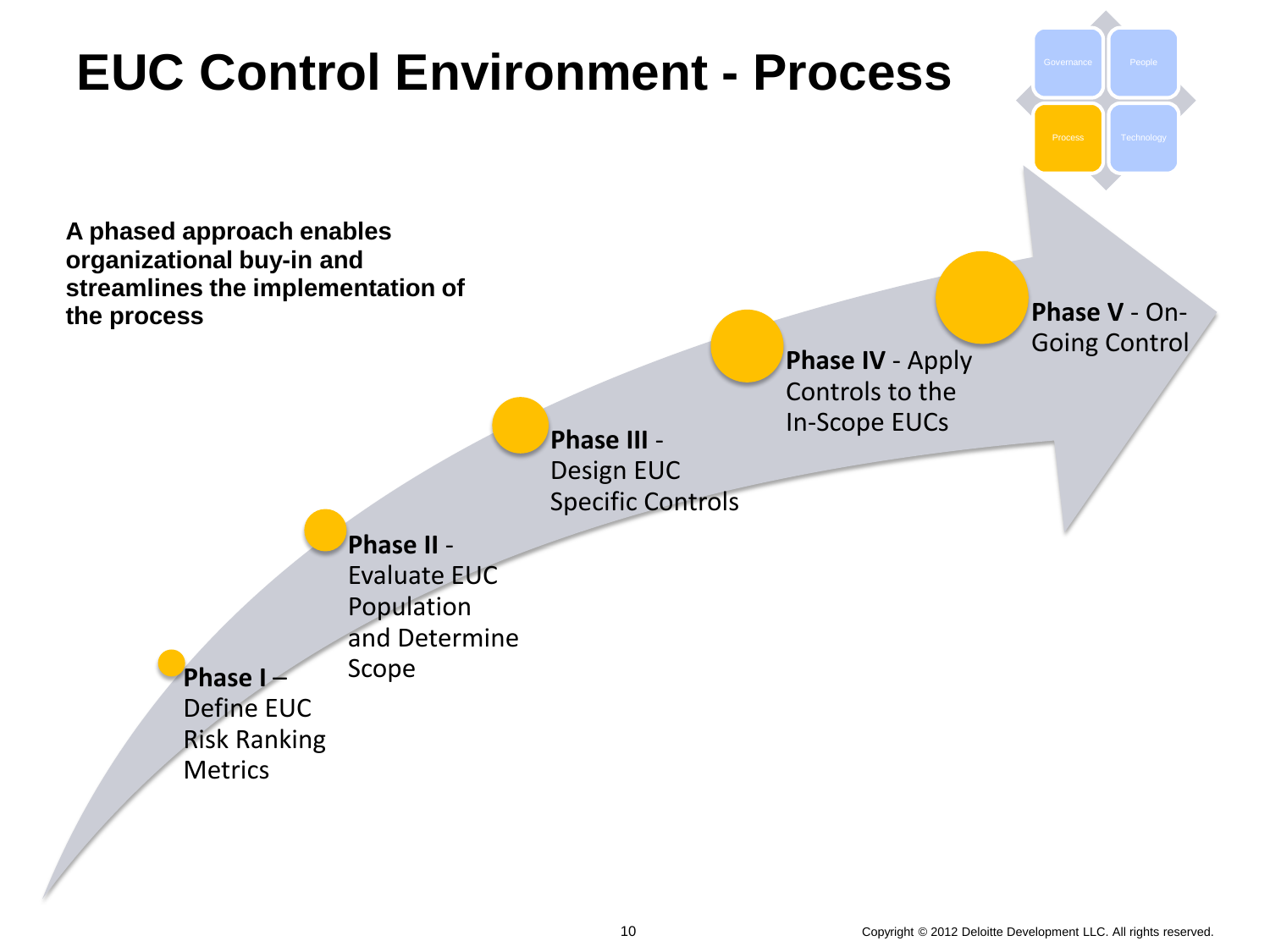# EUC Control Environment - Process

Governance | People
Process | Technology

**A phased approach enables organizational buy-in and streamlines the implementation of the process**

- **Phase I** – Define EUC Risk Ranking Metrics
- **Phase II** - Evaluate EUC Population and Determine Scope
- **Phase III** - Design EUC Specific Controls
- **Phase IV** - Apply Controls to the In-Scope EUCs
- **Phase V** - On-Going Control

Copyright © 2012 Deloitte Development LLC. All rights reserved.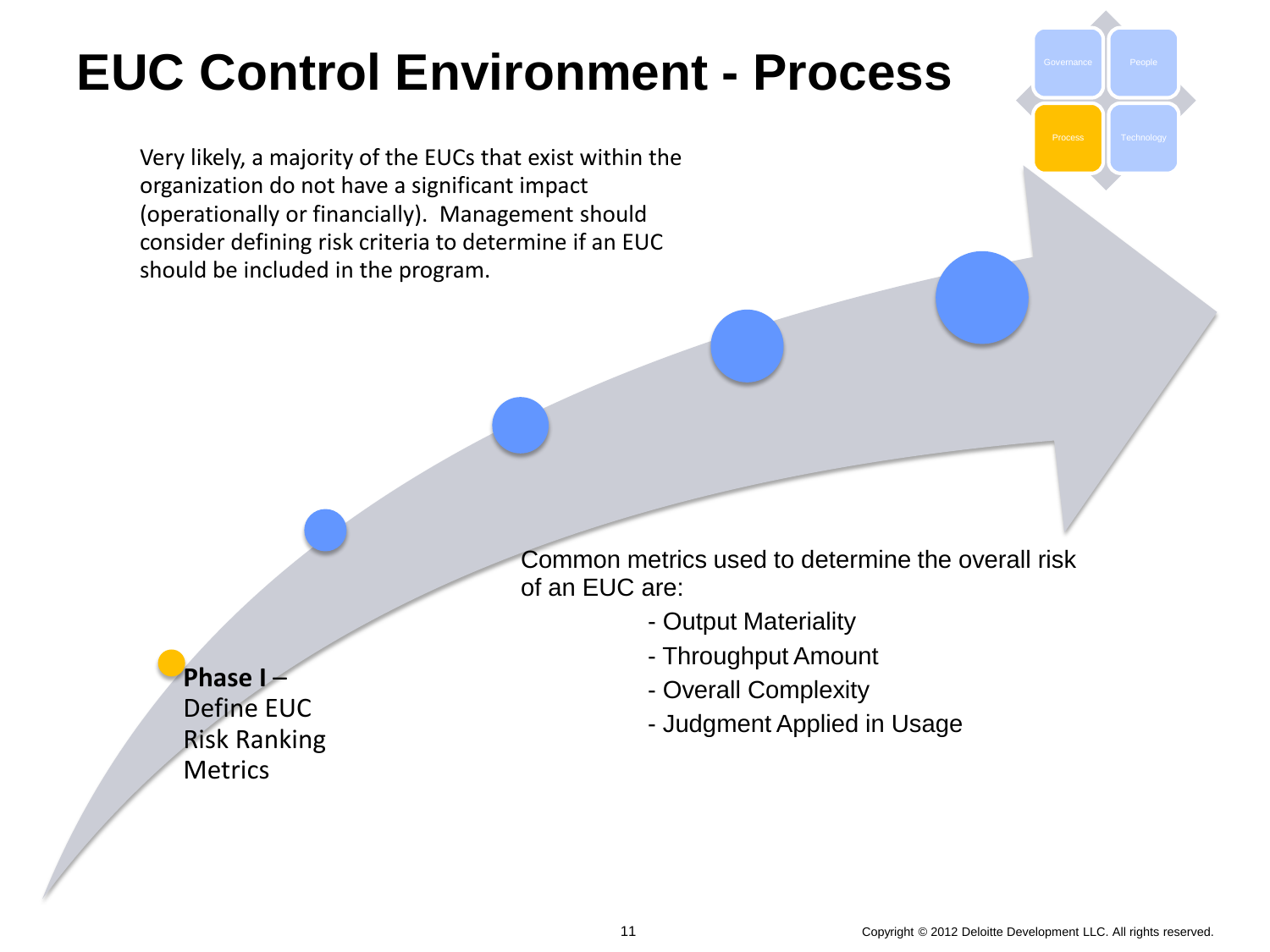# EUC Control Environment - Process

Governance | People | Process | Technology

Very likely, a majority of the EUCs that exist within the organization do not have a significant impact (operationally or financially). Management should consider defining risk criteria to determine if an EUC should be included in the program.

**Phase I** – Define EUC Risk Ranking Metrics

Common metrics used to determine the overall risk of an EUC are:

- Output Materiality
- Throughput Amount
- Overall Complexity
- Judgment Applied in Usage

Copyright © 2012 Deloitte Development LLC. All rights reserved.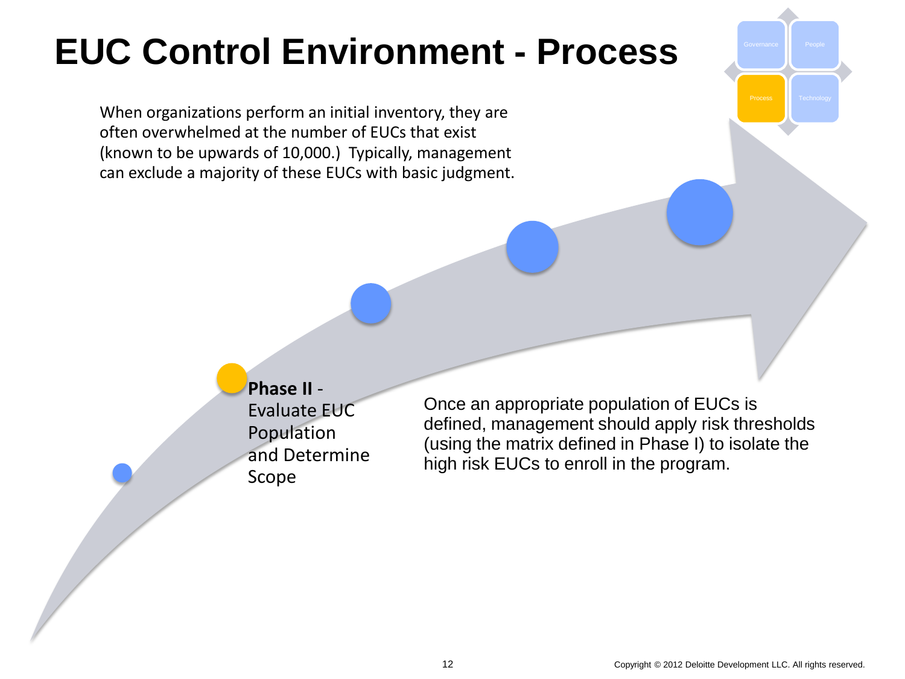# EUC Control Environment - Process

Governance | People | Process | Technology

When organizations perform an initial inventory, they are often overwhelmed at the number of EUCs that exist (known to be upwards of 10,000.) Typically, management can exclude a majority of these EUCs with basic judgment.

**Phase II** - Evaluate EUC Population and Determine Scope

Once an appropriate population of EUCs is defined, management should apply risk thresholds (using the matrix defined in Phase I) to isolate the high risk EUCs to enroll in the program.

Copyright © 2012 Deloitte Development LLC. All rights reserved.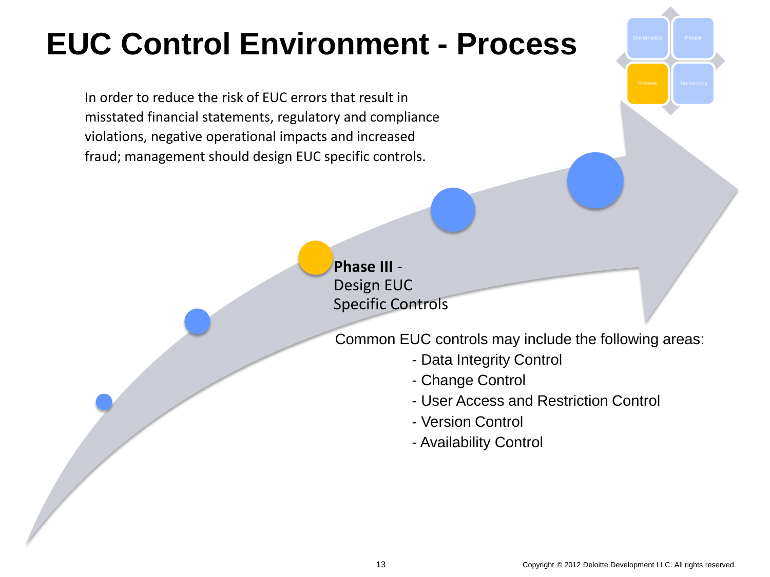# EUC Control Environment - Process

Governance | People | Process | Technology

In order to reduce the risk of EUC errors that result in misstated financial statements, regulatory and compliance violations, negative operational impacts and increased fraud; management should design EUC specific controls.

**Phase III** - Design EUC Specific Controls

Common EUC controls may include the following areas:

- Data Integrity Control
- Change Control
- User Access and Restriction Control
- Version Control
- Availability Control

Copyright © 2012 Deloitte Development LLC. All rights reserved.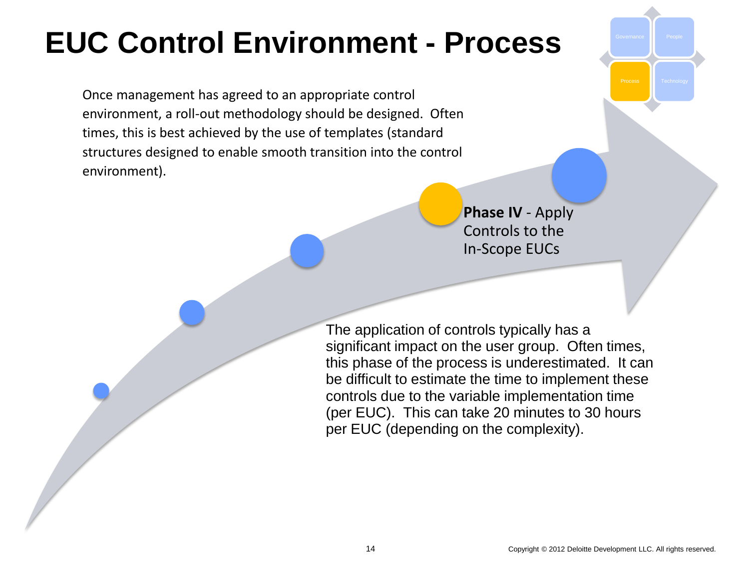# EUC Control Environment - Process

Governance | People | Process | Technology

Once management has agreed to an appropriate control environment, a roll-out methodology should be designed. Often times, this is best achieved by the use of templates (standard structures designed to enable smooth transition into the control environment).

**Phase IV** - Apply Controls to the In-Scope EUCs

The application of controls typically has a significant impact on the user group. Often times, this phase of the process is underestimated. It can be difficult to estimate the time to implement these controls due to the variable implementation time (per EUC). This can take 20 minutes to 30 hours per EUC (depending on the complexity).

Copyright © 2012 Deloitte Development LLC. All rights reserved.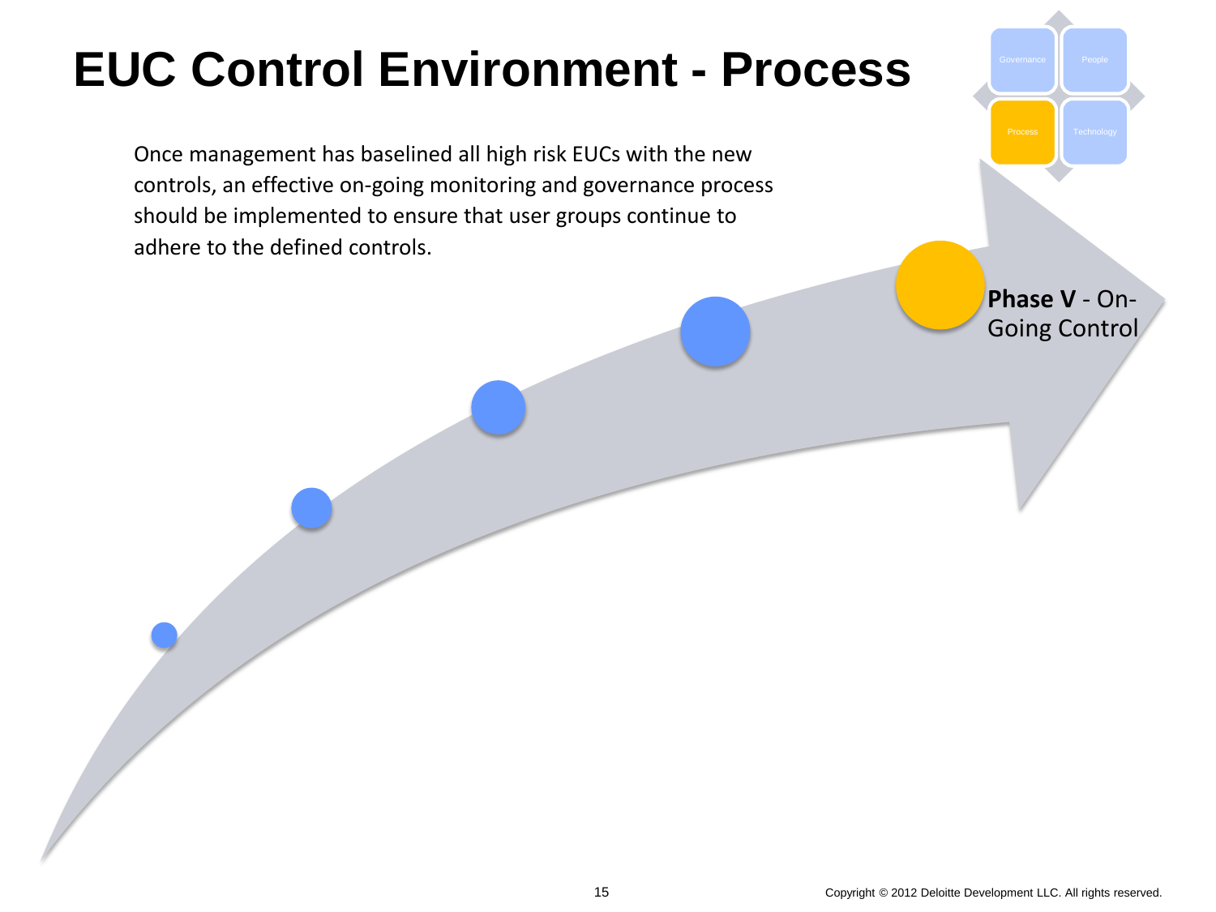# EUC Control Environment - Process

Governance | People | Process | Technology

Once management has baselined all high risk EUCs with the new controls, an effective on-going monitoring and governance process should be implemented to ensure that user groups continue to adhere to the defined controls.

**Phase V** - On-Going Control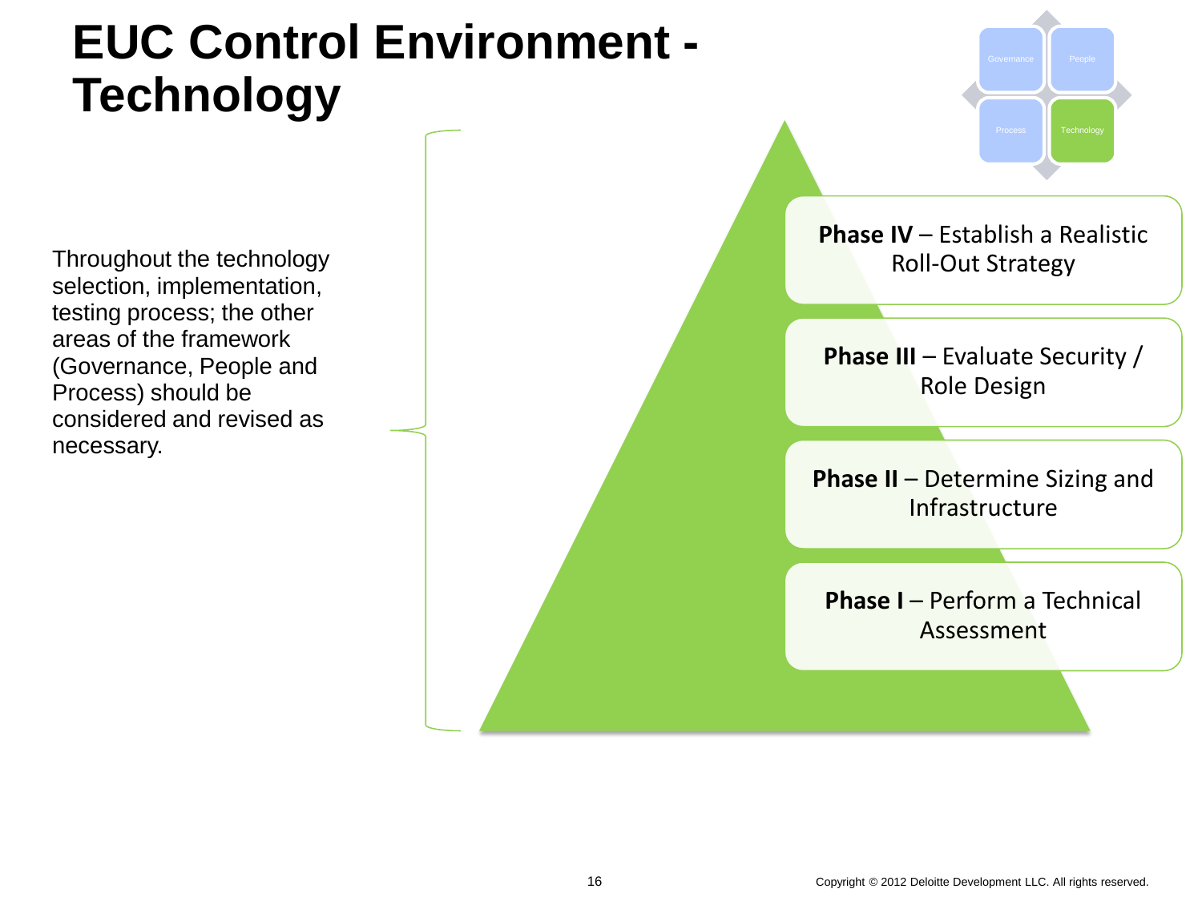# EUC Control Environment - Technology

Governance | People | Process | Technology

Throughout the technology selection, implementation, testing process; the other areas of the framework (Governance, People and Process) should be considered and revised as necessary.

**Phase IV** – Establish a Realistic Roll-Out Strategy

**Phase III** – Evaluate Security / Role Design

**Phase II** – Determine Sizing and Infrastructure

**Phase I** – Perform a Technical Assessment

Copyright © 2012 Deloitte Development LLC. All rights reserved.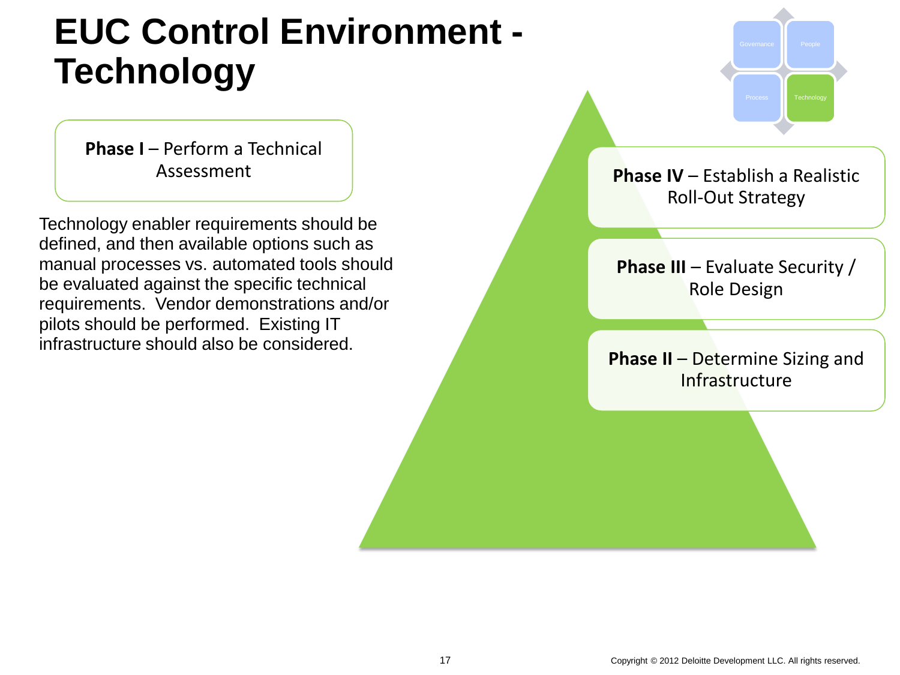# EUC Control Environment - Technology

Governance | People | Process | Technology

**Phase I** – Perform a Technical Assessment

Technology enabler requirements should be defined, and then available options such as manual processes vs. automated tools should be evaluated against the specific technical requirements. Vendor demonstrations and/or pilots should be performed. Existing IT infrastructure should also be considered.

**Phase IV** – Establish a Realistic Roll-Out Strategy

**Phase III** – Evaluate Security / Role Design

**Phase II** – Determine Sizing and Infrastructure

Copyright © 2012 Deloitte Development LLC. All rights reserved.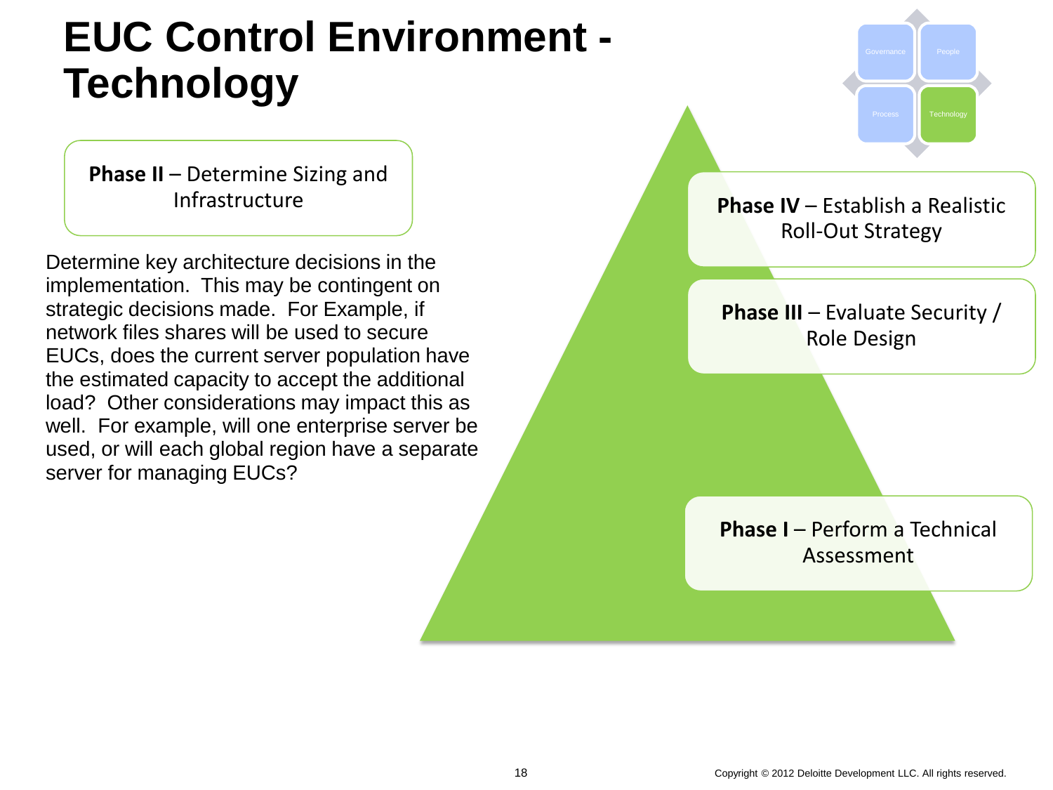# EUC Control Environment - Technology

Governance | People | Process | Technology

**Phase II** – Determine Sizing and Infrastructure

Determine key architecture decisions in the implementation. This may be contingent on strategic decisions made. For Example, if network files shares will be used to secure EUCs, does the current server population have the estimated capacity to accept the additional load? Other considerations may impact this as well. For example, will one enterprise server be used, or will each global region have a separate server for managing EUCs?

**Phase IV** – Establish a Realistic Roll-Out Strategy

**Phase III** – Evaluate Security / Role Design

**Phase I** – Perform a Technical Assessment

Copyright © 2012 Deloitte Development LLC. All rights reserved.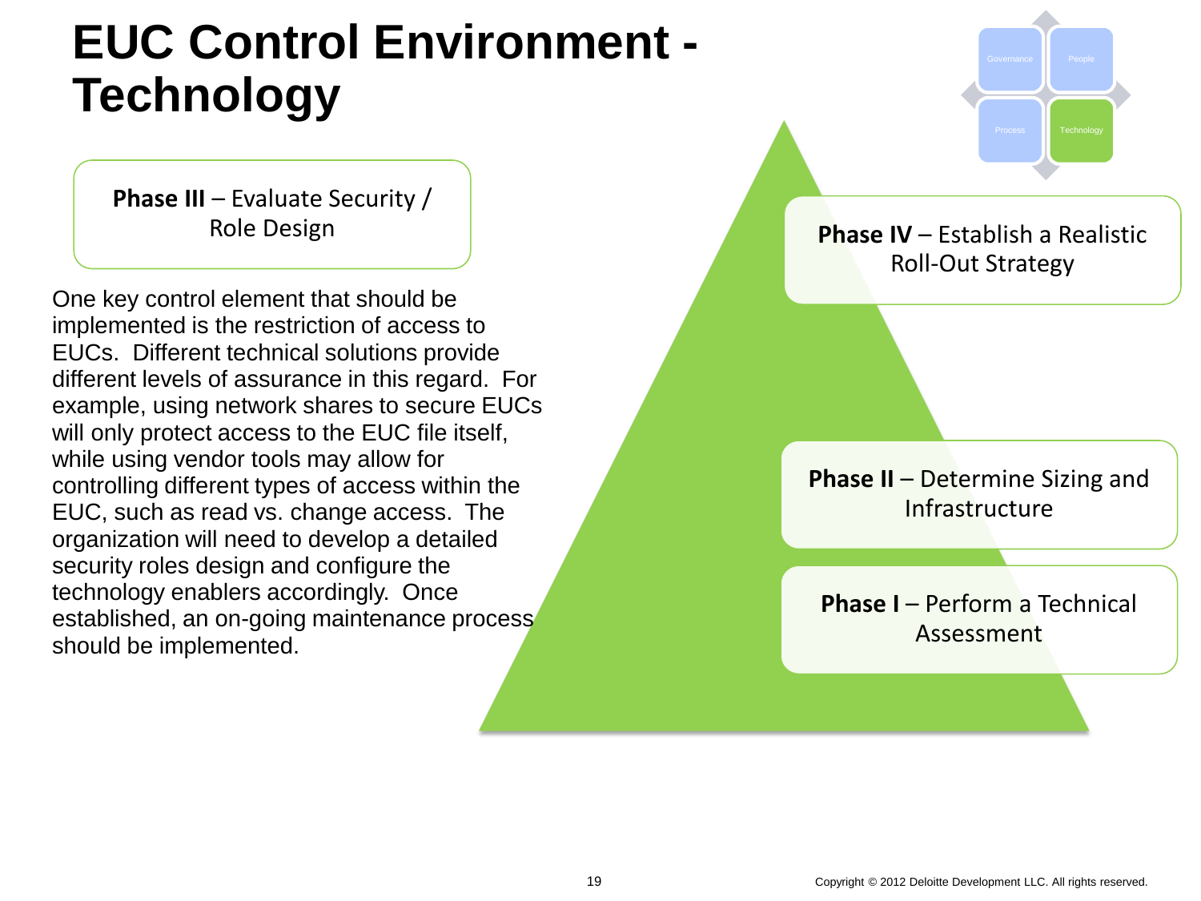# EUC Control Environment - Technology

Governance | People | Process | Technology

**Phase III** – Evaluate Security / Role Design

One key control element that should be implemented is the restriction of access to EUCs. Different technical solutions provide different levels of assurance in this regard. For example, using network shares to secure EUCs will only protect access to the EUC file itself, while using vendor tools may allow for controlling different types of access within the EUC, such as read vs. change access. The organization will need to develop a detailed security roles design and configure the technology enablers accordingly. Once established, an on-going maintenance process should be implemented.

**Phase IV** – Establish a Realistic Roll-Out Strategy

**Phase II** – Determine Sizing and Infrastructure

**Phase I** – Perform a Technical Assessment

Copyright © 2012 Deloitte Development LLC. All rights reserved.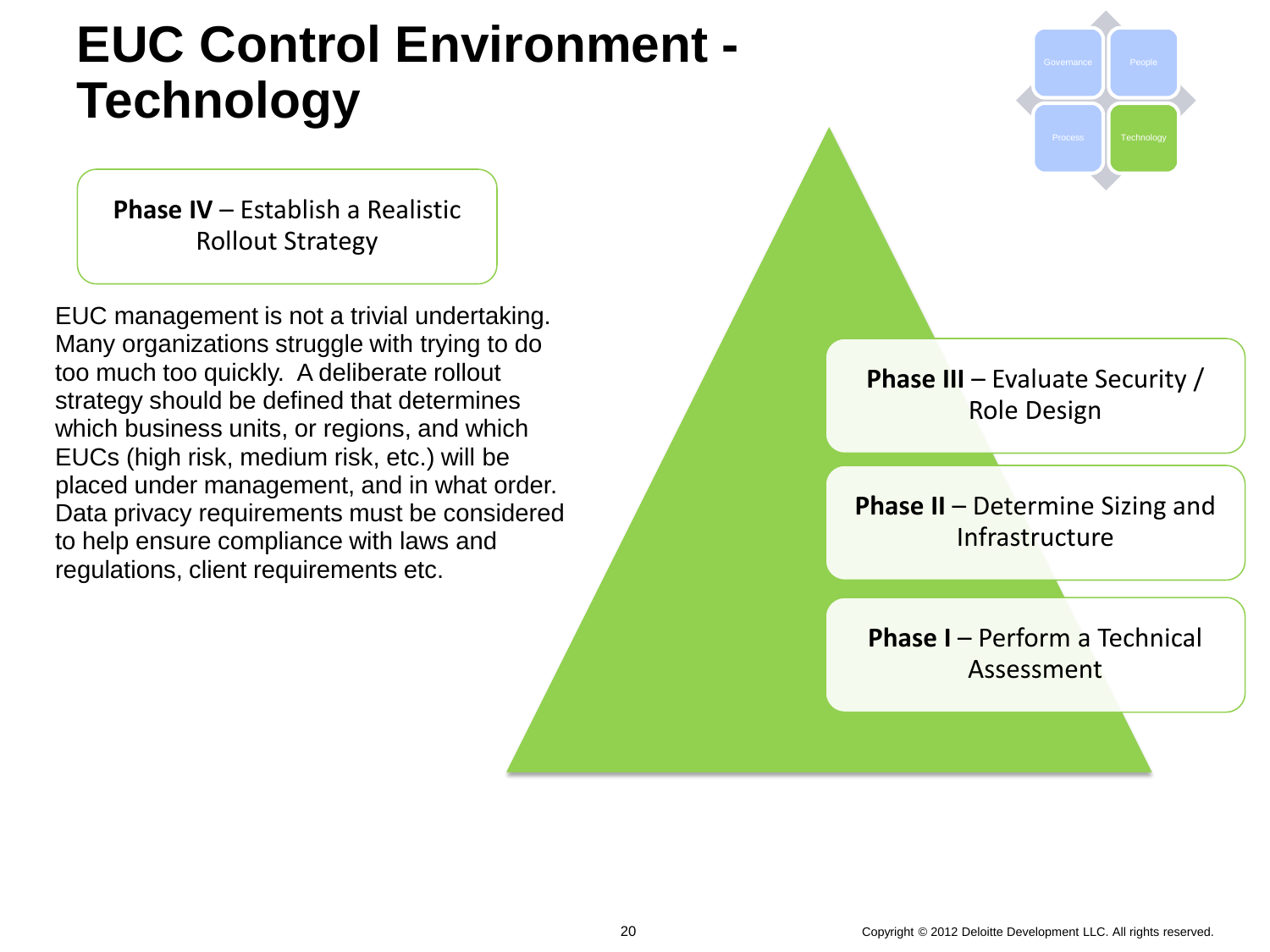# EUC Control Environment - Technology

Governance | People | Process | Technology

**Phase IV** – Establish a Realistic Rollout Strategy

EUC management is not a trivial undertaking. Many organizations struggle with trying to do too much too quickly. A deliberate rollout strategy should be defined that determines which business units, or regions, and which EUCs (high risk, medium risk, etc.) will be placed under management, and in what order. Data privacy requirements must be considered to help ensure compliance with laws and regulations, client requirements etc.

**Phase III** – Evaluate Security / Role Design

**Phase II** – Determine Sizing and Infrastructure

**Phase I** – Perform a Technical Assessment

Copyright © 2012 Deloitte Development LLC. All rights reserved.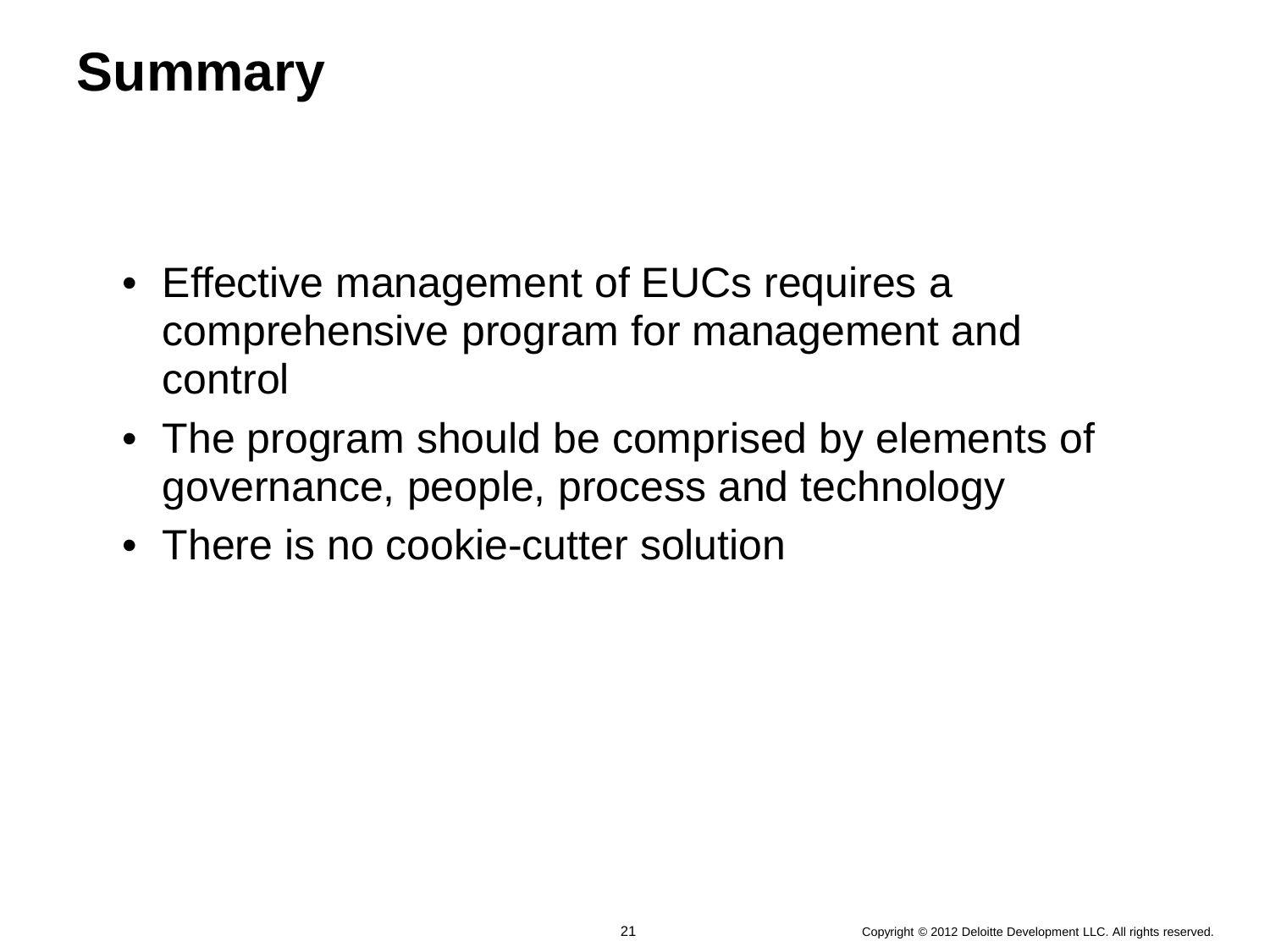# Summary

- Effective management of EUCs requires a comprehensive program for management and control
- The program should be comprised by elements of governance, people, process and technology
- There is no cookie-cutter solution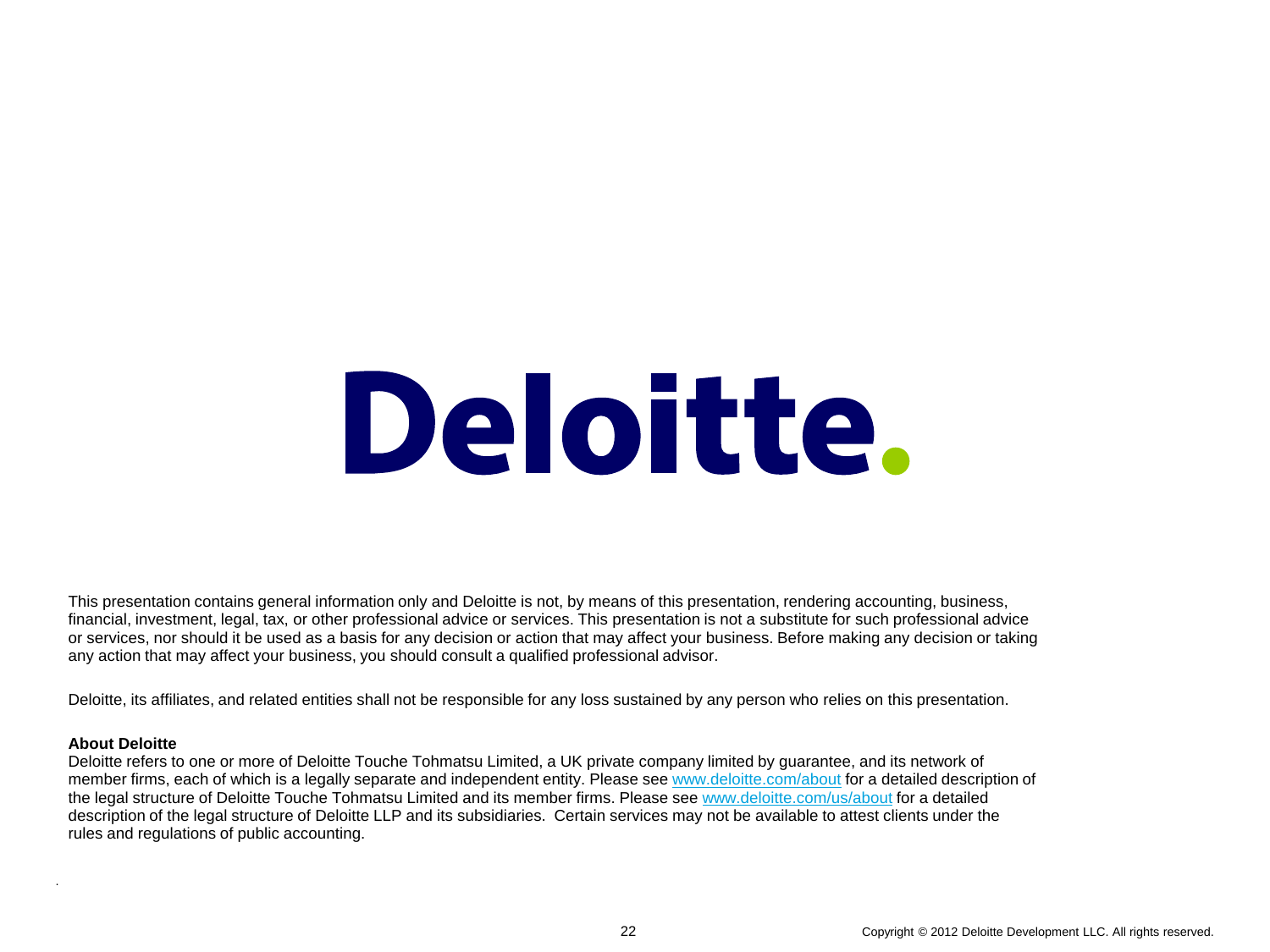Deloitte.

This presentation contains general information only and Deloitte is not, by means of this presentation, rendering accounting, business, financial, investment, legal, tax, or other professional advice or services. This presentation is not a substitute for such professional advice or services, nor should it be used as a basis for any decision or action that may affect your business. Before making any decision or taking any action that may affect your business, you should consult a qualified professional advisor.

Deloitte, its affiliates, and related entities shall not be responsible for any loss sustained by any person who relies on this presentation.

**About Deloitte**
Deloitte refers to one or more of Deloitte Touche Tohmatsu Limited, a UK private company limited by guarantee, and its network of member firms, each of which is a legally separate and independent entity. Please see www.deloitte.com/about for a detailed description of the legal structure of Deloitte Touche Tohmatsu Limited and its member firms. Please see www.deloitte.com/us/about for a detailed description of the legal structure of Deloitte LLP and its subsidiaries. Certain services may not be available to attest clients under the rules and regulations of public accounting.

Copyright © 2012 Deloitte Development LLC. All rights reserved.